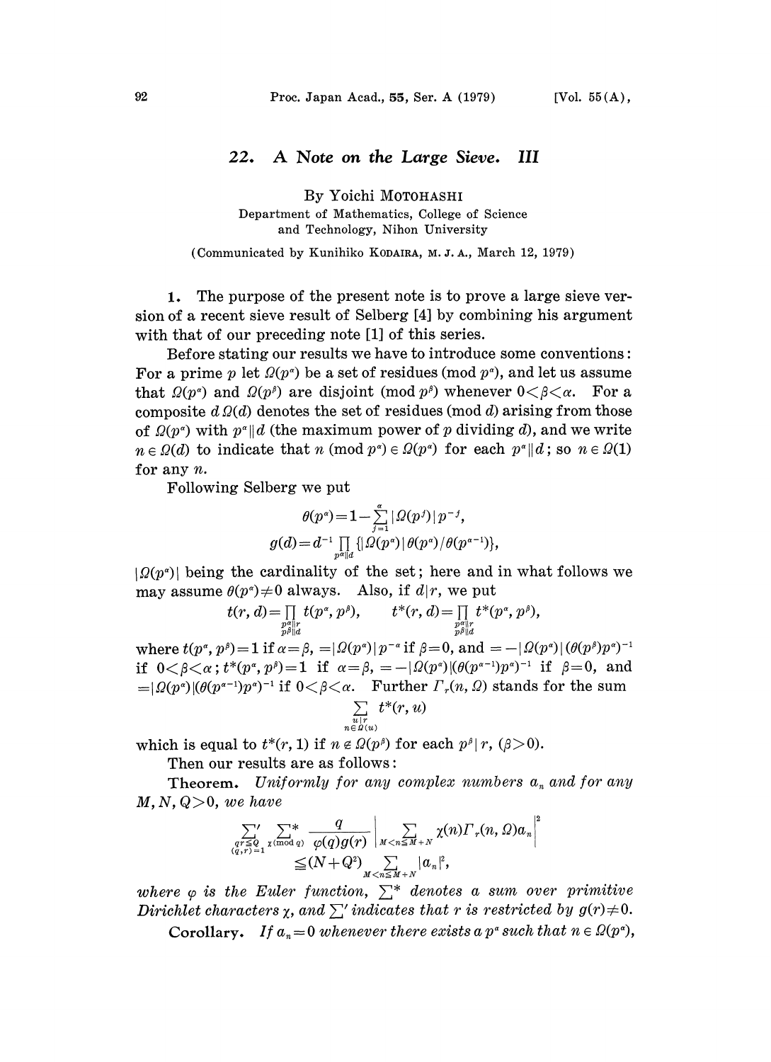# 22. A Note on the Large Sieve. III

By Yoichi MOTOHASHI

Department of Mathematics, College of Science and Technology, Nihon University

(Communicated by Kunihiko KODAIRA, M. J. A., March 12, 1979)

**1.** The purpose of the present note is to prove a large sieve version of a recent sieve result of Selberg [4] by combining his argument with that of our preceding note [1] of this series.

Before stating our results we have to introduce some conventions: For a prime $p$ let $\Omega(p^\alpha)$ be a set of residues (mod $p^\alpha$), and let us assume that $\Omega(p^\alpha)$ and $\Omega(p^\beta)$ are disjoint (mod $p^\beta$) whenever $0<\beta<\alpha$. For a composite $d$ $\Omega(d)$ denotes the set of residues (mod $d$) arising from those of $\Omega(p^\alpha)$ with $p^\alpha \| d$ (the maximum power of $p$ dividing $d$), and we write $n \in \Omega(d)$ to indicate that $n$ (mod $p^\alpha$) $\in \Omega(p^\alpha)$ for each $p^\alpha \| d$; so $n \in \Omega(1)$ for any $n$.

Following Selberg we put

$$\theta(p^\alpha)=1-\sum_{j=1}^{\alpha}|\Omega(p^j)|p^{-j},$$

$$g(d)=d^{-1}\prod_{p^\alpha \| d}\{|\Omega(p^\alpha)|\theta(p^\alpha)/\theta(p^{\alpha-1})\},$$

$|\Omega(p^\alpha)|$ being the cardinality of the set; here and in what follows we may assume $\theta(p^\alpha)\neq 0$ always. Also, if $d|r$, we put

$$t(r,d)=\prod_{\substack{p^\alpha \| r\\ p^\beta \| d}} t(p^\alpha,p^\beta), \qquad t^*(r,d)=\prod_{\substack{p^\alpha \| r\\ p^\beta \| d}} t^*(p^\alpha,p^\beta),$$

where $t(p^\alpha,p^\beta)=1$ if $\alpha=\beta$, $=|\Omega(p^\alpha)|p^{-\alpha}$ if $\beta=0$, and $=-|\Omega(p^\alpha)|(\theta(p^\beta)p^\alpha)^{-1}$ if $0<\beta<\alpha$; $t^*(p^\alpha,p^\beta)=1$ if $\alpha=\beta$, $=-|\Omega(p^\alpha)|(\theta(p^{\alpha-1})p^\alpha)^{-1}$ if $\beta=0$, and $=|\Omega(p^\alpha)|(\theta(p^{\alpha-1})p^\alpha)^{-1}$ if $0<\beta<\alpha$. Further $\Gamma_r(n,\Omega)$ stands for the sum

$$\sum_{\substack{u|r\\ n\in\Omega(u)}} t^*(r,u)$$

which is equal to $t^*(r,1)$ if $n\notin\Omega(p^\beta)$ for each $p^\beta | r$, ($\beta>0$).

Then our results are as follows:

**Theorem.** *Uniformly for any complex numbers $a_n$ and for any $M,N,Q>0$, we have*

$$\sideset{}{'}\sum_{\substack{qr\le Q\\ (q,r)=1}} \sideset{}{^*}\sum_{\chi (\mathrm{mod}\ q)} \frac{q}{\varphi(q)g(r)}\left|\sum_{M<n\le M+N}\chi(n)\Gamma_r(n,\Omega)a_n\right|^2 \le (N+Q^2)\sum_{M<n\le M+N}|a_n|^2,$$

*where $\varphi$ is the Euler function, $\sum^*$ denotes a sum over primitive Dirichlet characters $\chi$, and $\sum'$ indicates that $r$ is restricted by $g(r)\neq 0$.*

**Corollary.** *If $a_n=0$ whenever there exists a $p^\alpha$ such that $n\in\Omega(p^\alpha)$,*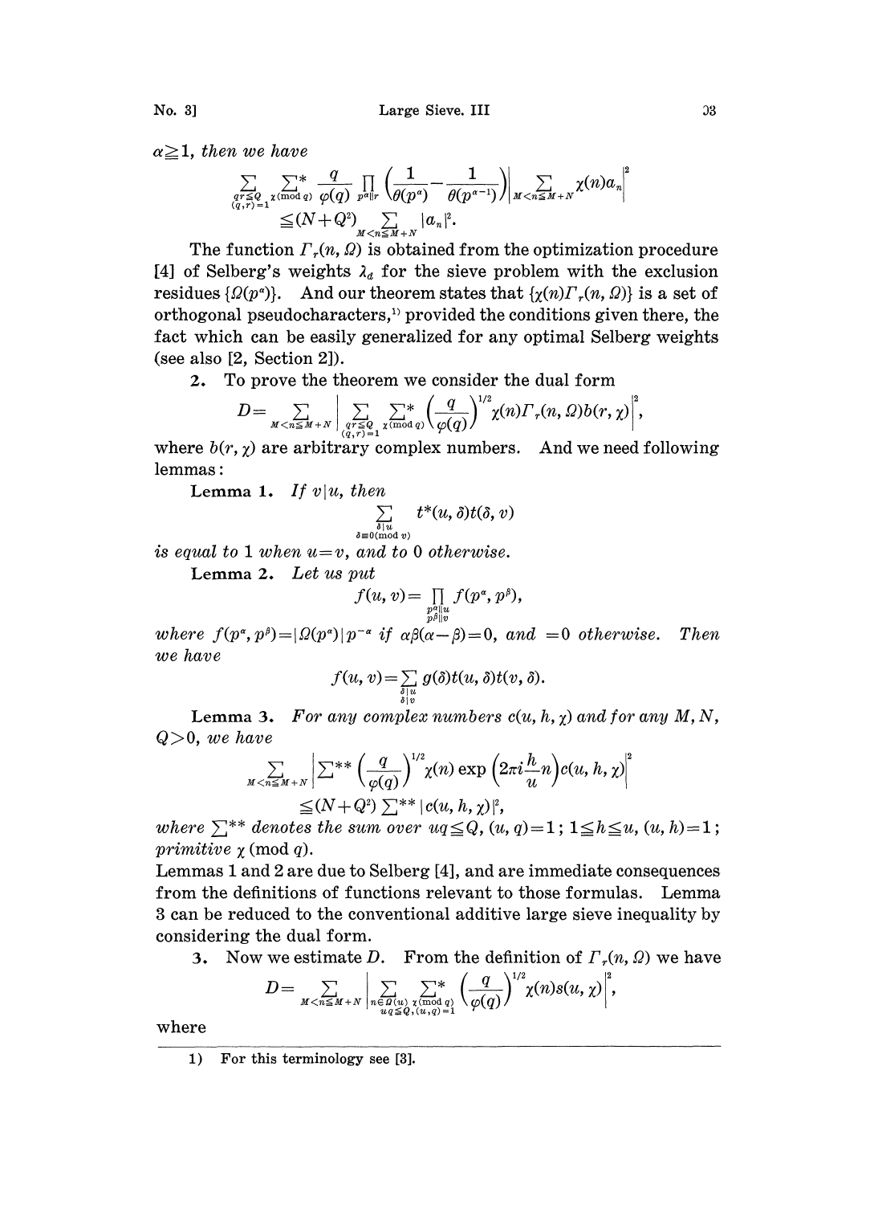$\alpha \geqq 1$, *then we have*

$$\sum_{\substack{qr \leqq Q \\ (q,r)=1}} \sum_{\chi (\mathrm{mod}\, q)}^{*} \frac{q}{\varphi(q)} \prod_{p^{\alpha} \| r} \left( \frac{1}{\theta(p^{\alpha})} - \frac{1}{\theta(p^{\alpha-1})} \right) \left| \sum_{M < n \leqq M+N} \chi(n) a_n \right|^2 \leqq (N+Q^2) \sum_{M<n \leqq M+N} |a_n|^2.$$

The function $\Gamma_r(n, \Omega)$ is obtained from the optimization procedure [4] of Selberg's weights $\lambda_d$ for the sieve problem with the exclusion residues $\{\Omega(p^{\alpha})\}$. And our theorem states that $\{\chi(n)\Gamma_r(n, \Omega)\}$ is a set of orthogonal pseudocharacters,[1] provided the conditions given there, the fact which can be easily generalized for any optimal Selberg weights (see also [2, Section 2]).

**2.** To prove the theorem we consider the dual form

$$D = \sum_{M<n \leqq M+N} \left| \sum_{\substack{qr \leqq Q \\ (q,r)=1}} \sum_{\chi (\mathrm{mod}\, q)}^{*} \left( \frac{q}{\varphi(q)} \right)^{1/2} \chi(n) \Gamma_r(n, \Omega) b(r, \chi) \right|^2,$$

where $b(r, \chi)$ are arbitrary complex numbers. And we need following lemmas:

**Lemma 1.** *If* $v | u$, *then*

$$\sum_{\substack{\delta | u \\ \delta \equiv 0 (\mathrm{mod}\, v)}} t^{*}(u, \delta) t(\delta, v)$$

*is equal to* 1 *when* $u = v$, *and to* 0 *otherwise.*

**Lemma 2.** *Let us put*

$$f(u, v) = \prod_{\substack{p^{\alpha} \| u \\ p^{\beta} \| v}} f(p^{\alpha}, p^{\beta}),$$

*where* $f(p^{\alpha}, p^{\beta}) = |\Omega(p^{\alpha})| p^{-\alpha}$ *if* $\alpha\beta(\alpha - \beta) = 0$, *and* $=0$ *otherwise. Then we have*

$$f(u, v) = \sum_{\substack{\delta | u \\ \delta | v}} g(\delta) t(u, \delta) t(v, \delta).$$

**Lemma 3.** *For any complex numbers* $c(u, h, \chi)$ *and for any* $M, N, Q > 0$, *we have*

$$\sum_{M<n \leqq M+N} \left| \sum{}^{**} \left( \frac{q}{\varphi(q)} \right)^{1/2} \chi(n) \exp\left( 2\pi i \frac{h}{u} n \right) c(u, h, \chi) \right|^2 \leqq (N+Q^2) \sum{}^{**} |c(u, h, \chi)|^2,$$

*where* $\sum^{**}$ *denotes the sum over* $uq \leqq Q$, $(u, q) = 1$; $1 \leqq h \leqq u$, $(u, h) = 1$; *primitive* $\chi$ (mod $q$).

Lemmas 1 and 2 are due to Selberg [4], and are immediate consequences from the definitions of functions relevant to those formulas. Lemma 3 can be reduced to the conventional additive large sieve inequality by considering the dual form.

**3.** Now we estimate $D$. From the definition of $\Gamma_r(n, \Omega)$ we have

$$D = \sum_{M<n \leqq M+N} \left| \sum_{n \in \Omega(u)} \sum_{\substack{\chi (\mathrm{mod}\, q) \\ uq \leqq Q, (u,q)=1}}^{*} \left( \frac{q}{\varphi(q)} \right)^{1/2} \chi(n) s(u, \chi) \right|^2,$$

where

1) For this terminology see [3].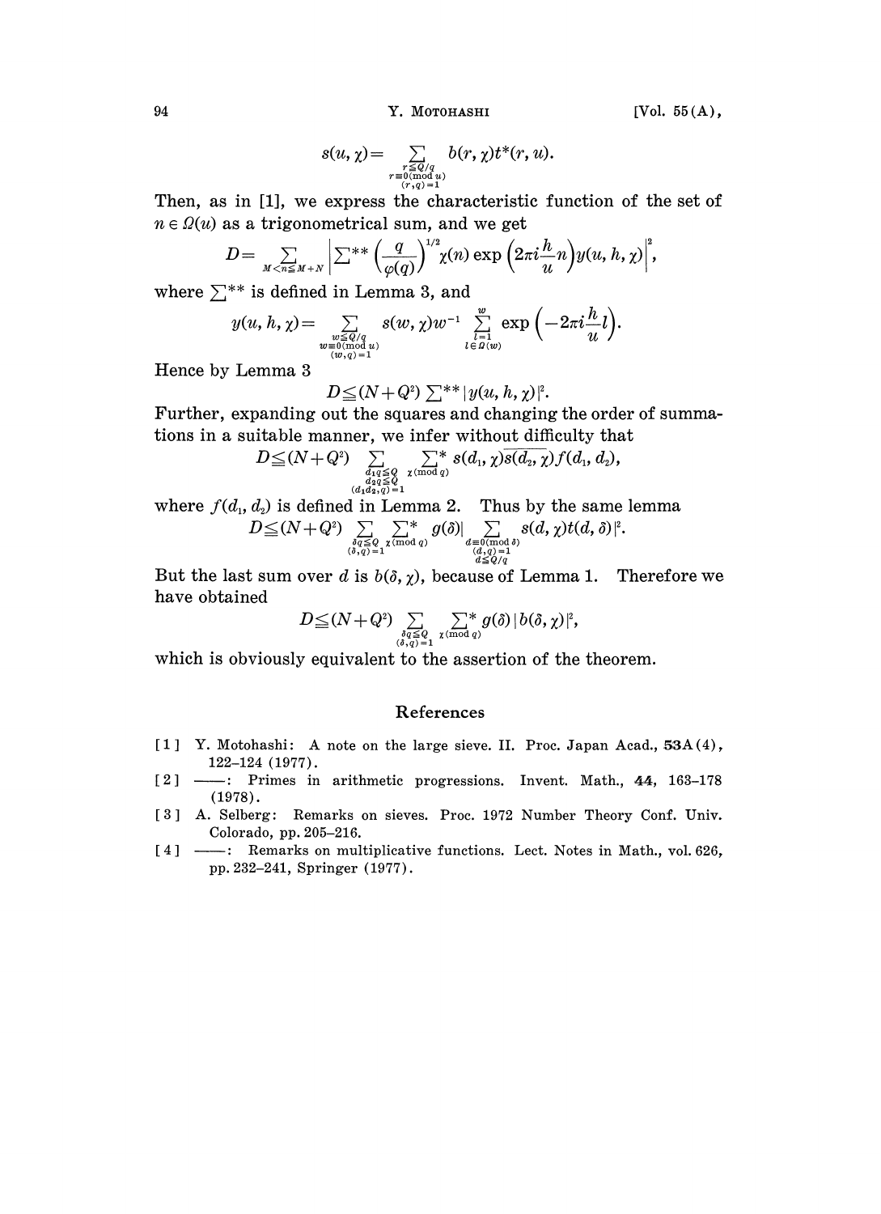$$s(u,\chi)=\sum_{\substack{r\leq Q/q\\ r\equiv 0 \,(\mathrm{mod}\, u)\\ (r,q)=1}} b(r,\chi)t^*(r,u).$$

Then, as in [1], we express the characteristic function of the set of $n\in\Omega(u)$ as a trigonometrical sum, and we get

$$D=\sum_{M<n\leq M+N}\left|\sum{}^{**}\left(\frac{q}{\varphi(q)}\right)^{1/2}\chi(n)\exp\left(2\pi i\frac{h}{u}n\right)y(u,h,\chi)\right|^2,$$

where $\sum^{**}$ is defined in Lemma 3, and

$$y(u,h,\chi)=\sum_{\substack{w\leq Q/q\\ w\equiv 0\,(\mathrm{mod}\, u)\\ (w,q)=1}} s(w,\chi)w^{-1}\sum_{\substack{l=1\\ l\in\Omega(w)}}^{w}\exp\left(-2\pi i\frac{h}{u}l\right).$$

Hence by Lemma 3

$$D\leqq (N+Q^2)\sum{}^{**}|y(u,h,\chi)|^2.$$

Further, expanding out the squares and changing the order of summations in a suitable manner, we infer without difficulty that

$$D\leqq (N+Q^2)\sum_{\substack{d_1 q\leqq Q\\ d_2 q\leqq Q\\ (d_1 d_2, q)=1}}\sum_{\chi\,(\mathrm{mod}\, q)}{}^{*} s(d_1,\chi)\overline{s(d_2,\chi)}f(d_1,d_2),$$

where $f(d_1,d_2)$ is defined in Lemma 2. Thus by the same lemma

$$D\leqq (N+Q^2)\sum_{\substack{\delta q\leqq Q\\ (\delta,q)=1}}\sum_{\chi\,(\mathrm{mod}\, q)}{}^{*} g(\delta)\Big|\sum_{\substack{d\equiv 0\,(\mathrm{mod}\,\delta)\\ (d,q)=1\\ d\leqq Q/q}} s(d,\chi)t(d,\delta)\Big|^2.$$

But the last sum over $d$ is $b(\delta,\chi)$, because of Lemma 1. Therefore we have obtained

$$D\leqq (N+Q^2)\sum_{\substack{\delta q\leqq Q\\ (\delta,q)=1}}\sum_{\chi\,(\mathrm{mod}\, q)}{}^{*} g(\delta)|b(\delta,\chi)|^2,$$

which is obviously equivalent to the assertion of the theorem.

## References

[1] Y. Motohashi: A note on the large sieve. II. Proc. Japan Acad., **53A**(4), 122–124 (1977).

[2] ——: Primes in arithmetic progressions. Invent. Math., **44**, 163–178 (1978).

[3] A. Selberg: Remarks on sieves. Proc. 1972 Number Theory Conf. Univ. Colorado, pp. 205–216.

[4] ——: Remarks on multiplicative functions. Lect. Notes in Math., vol. 626, pp. 232–241, Springer (1977).